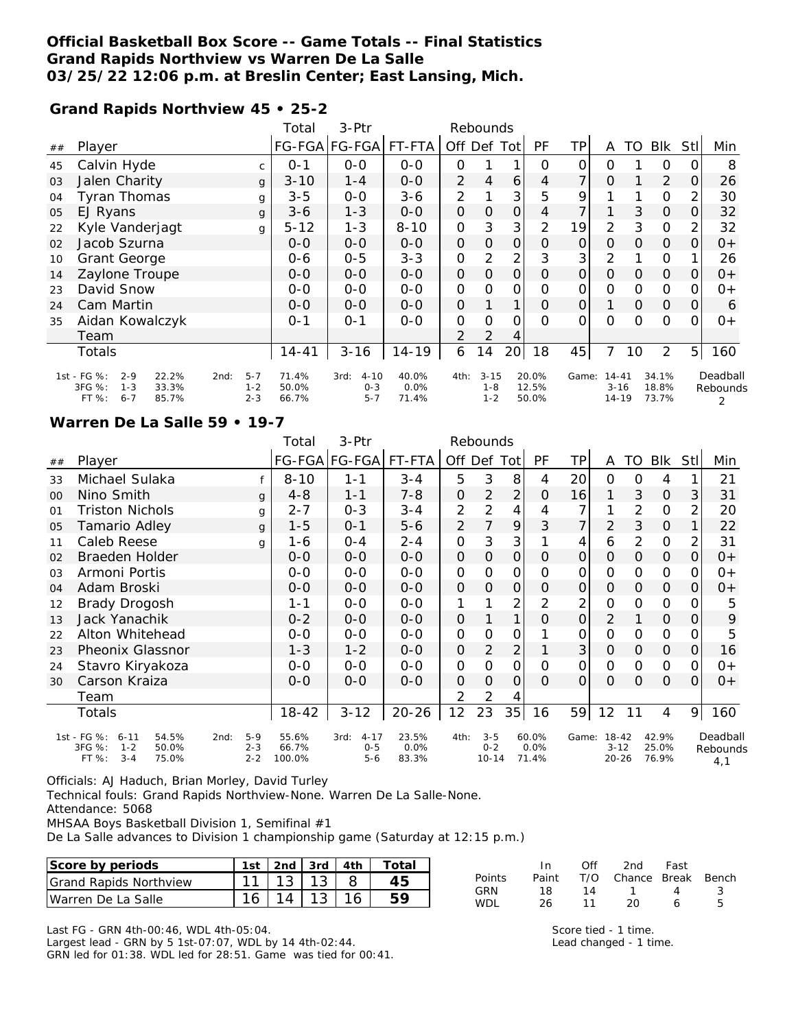**Official Basketball Box Score -- Game Totals -- Final Statistics**
**Grand Rapids Northview vs Warren De La Salle**
**03/25/22 12:06 p.m. at Breslin Center; East Lansing, Mich.**

**Grand Rapids Northview 45 • 25-2**

| ## | Player | | Total FG-FGA | 3-Ptr FG-FGA | FT-FTA | Off | Def | Tot | PF | TP | A | TO | Blk | Stl | Min |
|---|---|---|---|---|---|---|---|---|---|---|---|---|---|---|---|
| 45 | Calvin Hyde | c | 0-1 | 0-0 | 0-0 | 0 | 1 | 1 | 0 | 0 | 0 | 1 | 0 | 0 | 8 |
| 03 | Jalen Charity | g | 3-10 | 1-4 | 0-0 | 2 | 4 | 6 | 4 | 7 | 0 | 1 | 2 | 0 | 26 |
| 04 | Tyran Thomas | g | 3-5 | 0-0 | 3-6 | 2 | 1 | 3 | 5 | 9 | 1 | 1 | 0 | 2 | 30 |
| 05 | EJ Ryans | g | 3-6 | 1-3 | 0-0 | 0 | 0 | 0 | 4 | 7 | 1 | 3 | 0 | 0 | 32 |
| 22 | Kyle Vanderjagt | g | 5-12 | 1-3 | 8-10 | 0 | 3 | 3 | 2 | 19 | 2 | 3 | 0 | 2 | 32 |
| 02 | Jacob Szurna | | 0-0 | 0-0 | 0-0 | 0 | 0 | 0 | 0 | 0 | 0 | 0 | 0 | 0 | 0+ |
| 10 | Grant George | | 0-6 | 0-5 | 3-3 | 0 | 2 | 2 | 3 | 3 | 2 | 1 | 0 | 1 | 26 |
| 14 | Zaylone Troupe | | 0-0 | 0-0 | 0-0 | 0 | 0 | 0 | 0 | 0 | 0 | 0 | 0 | 0 | 0+ |
| 23 | David Snow | | 0-0 | 0-0 | 0-0 | 0 | 0 | 0 | 0 | 0 | 0 | 0 | 0 | 0 | 0+ |
| 24 | Cam Martin | | 0-0 | 0-0 | 0-0 | 0 | 1 | 1 | 0 | 0 | 1 | 0 | 0 | 0 | 6 |
| 35 | Aidan Kowalczyk | | 0-1 | 0-1 | 0-0 | 0 | 0 | 0 | 0 | 0 | 0 | 0 | 0 | 0 | 0+ |
| | Team | | | | | 2 | 2 | 4 | | | | | | | |
| | Totals | | 14-41 | 3-16 | 14-19 | 6 | 14 | 20 | 18 | 45 | 7 | 10 | 2 | 5 | 160 |

| | 1st | | 2nd | | 3rd | | 4th | | Game | | Deadball Rebounds |
|---|---|---|---|---|---|---|---|---|---|---|---|
| FG % | 2-9 | 22.2% | 5-7 | 71.4% | 4-10 | 40.0% | 3-15 | 20.0% | 14-41 | 34.1% | 2 |
| 3FG % | 1-3 | 33.3% | 1-2 | 50.0% | 0-3 | 0.0% | 1-8 | 12.5% | 3-16 | 18.8% | |
| FT % | 6-7 | 85.7% | 2-3 | 66.7% | 5-7 | 71.4% | 1-2 | 50.0% | 14-19 | 73.7% | |

**Warren De La Salle 59 • 19-7**

| ## | Player | | Total FG-FGA | 3-Ptr FG-FGA | FT-FTA | Off | Def | Tot | PF | TP | A | TO | Blk | Stl | Min |
|---|---|---|---|---|---|---|---|---|---|---|---|---|---|---|---|
| 33 | Michael Sulaka | f | 8-10 | 1-1 | 3-4 | 5 | 3 | 8 | 4 | 20 | 0 | 0 | 4 | 1 | 21 |
| 00 | Nino Smith | g | 4-8 | 1-1 | 7-8 | 0 | 2 | 2 | 0 | 16 | 1 | 3 | 0 | 3 | 31 |
| 01 | Triston Nichols | g | 2-7 | 0-3 | 3-4 | 2 | 2 | 4 | 4 | 7 | 1 | 2 | 0 | 2 | 20 |
| 05 | Tamario Adley | g | 1-5 | 0-1 | 5-6 | 2 | 7 | 9 | 3 | 7 | 2 | 3 | 0 | 1 | 22 |
| 11 | Caleb Reese | g | 1-6 | 0-4 | 2-4 | 0 | 3 | 3 | 1 | 4 | 6 | 2 | 0 | 2 | 31 |
| 02 | Braeden Holder | | 0-0 | 0-0 | 0-0 | 0 | 0 | 0 | 0 | 0 | 0 | 0 | 0 | 0 | 0+ |
| 03 | Armoni Portis | | 0-0 | 0-0 | 0-0 | 0 | 0 | 0 | 0 | 0 | 0 | 0 | 0 | 0 | 0+ |
| 04 | Adam Broski | | 0-0 | 0-0 | 0-0 | 0 | 0 | 0 | 0 | 0 | 0 | 0 | 0 | 0 | 0+ |
| 12 | Brady Drogosh | | 1-1 | 0-0 | 0-0 | 1 | 1 | 2 | 2 | 2 | 0 | 0 | 0 | 0 | 5 |
| 13 | Jack Yanachik | | 0-2 | 0-0 | 0-0 | 0 | 1 | 1 | 0 | 0 | 2 | 1 | 0 | 0 | 9 |
| 22 | Alton Whitehead | | 0-0 | 0-0 | 0-0 | 0 | 0 | 0 | 1 | 0 | 0 | 0 | 0 | 0 | 5 |
| 23 | Pheonix Glassnor | | 1-3 | 1-2 | 0-0 | 0 | 2 | 2 | 1 | 3 | 0 | 0 | 0 | 0 | 16 |
| 24 | Stavro Kiryakoza | | 0-0 | 0-0 | 0-0 | 0 | 0 | 0 | 0 | 0 | 0 | 0 | 0 | 0 | 0+ |
| 30 | Carson Kraiza | | 0-0 | 0-0 | 0-0 | 0 | 0 | 0 | 0 | 0 | 0 | 0 | 0 | 0 | 0+ |
| | Team | | | | | 2 | 2 | 4 | | | | | | | |
| | Totals | | 18-42 | 3-12 | 20-26 | 12 | 23 | 35 | 16 | 59 | 12 | 11 | 4 | 9 | 160 |

| | 1st | | 2nd | | 3rd | | 4th | | Game | | Deadball Rebounds |
|---|---|---|---|---|---|---|---|---|---|---|---|
| FG % | 6-11 | 54.5% | 5-9 | 55.6% | 4-17 | 23.5% | 3-5 | 60.0% | 18-42 | 42.9% | 4,1 |
| 3FG % | 1-2 | 50.0% | 2-3 | 66.7% | 0-5 | 0.0% | 0-2 | 0.0% | 3-12 | 25.0% | |
| FT % | 3-4 | 75.0% | 2-2 | 100.0% | 5-6 | 83.3% | 10-14 | 71.4% | 20-26 | 76.9% | |

Officials: AJ Haduch, Brian Morley, David Turley
Technical fouls: Grand Rapids Northview-None. Warren De La Salle-None.
Attendance: 5068
MHSAA Boys Basketball Division 1, Semifinal #1
De La Salle advances to Division 1 championship game (Saturday at 12:15 p.m.)

| Score by periods | 1st | 2nd | 3rd | 4th | Total |
|---|---|---|---|---|---|
| Grand Rapids Northview | 11 | 13 | 13 | 8 | 45 |
| Warren De La Salle | 16 | 14 | 13 | 16 | 59 |

| Points | In Paint | Off T/O | 2nd Chance | Fast Break | Bench |
|---|---|---|---|---|---|
| GRN | 18 | 14 | 1 | 4 | 3 |
| WDL | 26 | 11 | 20 | 6 | 5 |

Last FG - GRN 4th-00:46, WDL 4th-05:04.
Largest lead - GRN by 5 1st-07:07, WDL by 14 4th-02:44.
GRN led for 01:38. WDL led for 28:51. Game was tied for 00:41.

Score tied - 1 time.
Lead changed - 1 time.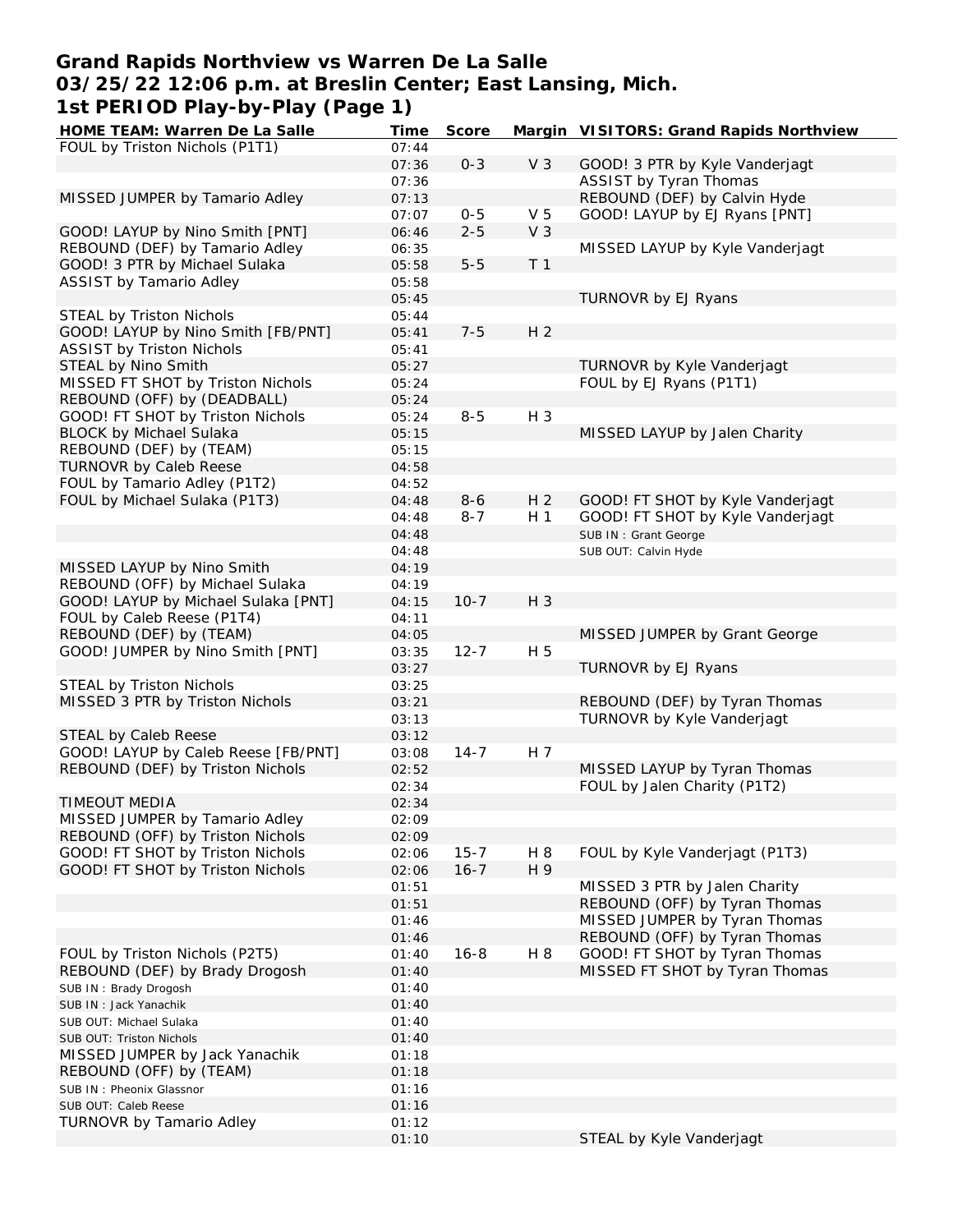# Grand Rapids Northview vs Warren De La Salle
## 03/25/22 12:06 p.m. at Breslin Center; East Lansing, Mich.
## 1st PERIOD Play-by-Play (Page 1)

| HOME TEAM: Warren De La Salle | Time | Score | Margin | VISITORS: Grand Rapids Northview |
|---|---|---|---|---|
| FOUL by Triston Nichols (P1T1) | 07:44 | | | |
| | 07:36 | 0-3 | V 3 | GOOD! 3 PTR by Kyle Vanderjagt |
| | 07:36 | | | ASSIST by Tyran Thomas |
| MISSED JUMPER by Tamario Adley | 07:13 | | | REBOUND (DEF) by Calvin Hyde |
| | 07:07 | 0-5 | V 5 | GOOD! LAYUP by EJ Ryans [PNT] |
| GOOD! LAYUP by Nino Smith [PNT] | 06:46 | 2-5 | V 3 | |
| REBOUND (DEF) by Tamario Adley | 06:35 | | | MISSED LAYUP by Kyle Vanderjagt |
| GOOD! 3 PTR by Michael Sulaka | 05:58 | 5-5 | T 1 | |
| ASSIST by Tamario Adley | 05:58 | | | |
| | 05:45 | | | TURNOVR by EJ Ryans |
| STEAL by Triston Nichols | 05:44 | | | |
| GOOD! LAYUP by Nino Smith [FB/PNT] | 05:41 | 7-5 | H 2 | |
| ASSIST by Triston Nichols | 05:41 | | | |
| STEAL by Nino Smith | 05:27 | | | TURNOVR by Kyle Vanderjagt |
| MISSED FT SHOT by Triston Nichols | 05:24 | | | FOUL by EJ Ryans (P1T1) |
| REBOUND (OFF) by (DEADBALL) | 05:24 | | | |
| GOOD! FT SHOT by Triston Nichols | 05:24 | 8-5 | H 3 | |
| BLOCK by Michael Sulaka | 05:15 | | | MISSED LAYUP by Jalen Charity |
| REBOUND (DEF) by (TEAM) | 05:15 | | | |
| TURNOVR by Caleb Reese | 04:58 | | | |
| FOUL by Tamario Adley (P1T2) | 04:52 | | | |
| FOUL by Michael Sulaka (P1T3) | 04:48 | 8-6 | H 2 | GOOD! FT SHOT by Kyle Vanderjagt |
| | 04:48 | 8-7 | H 1 | GOOD! FT SHOT by Kyle Vanderjagt |
| | 04:48 | | | SUB IN : Grant George |
| | 04:48 | | | SUB OUT: Calvin Hyde |
| MISSED LAYUP by Nino Smith | 04:19 | | | |
| REBOUND (OFF) by Michael Sulaka | 04:19 | | | |
| GOOD! LAYUP by Michael Sulaka [PNT] | 04:15 | 10-7 | H 3 | |
| FOUL by Caleb Reese (P1T4) | 04:11 | | | |
| REBOUND (DEF) by (TEAM) | 04:05 | | | MISSED JUMPER by Grant George |
| GOOD! JUMPER by Nino Smith [PNT] | 03:35 | 12-7 | H 5 | |
| | 03:27 | | | TURNOVR by EJ Ryans |
| STEAL by Triston Nichols | 03:25 | | | |
| MISSED 3 PTR by Triston Nichols | 03:21 | | | REBOUND (DEF) by Tyran Thomas |
| | 03:13 | | | TURNOVR by Kyle Vanderjagt |
| STEAL by Caleb Reese | 03:12 | | | |
| GOOD! LAYUP by Caleb Reese [FB/PNT] | 03:08 | 14-7 | H 7 | |
| REBOUND (DEF) by Triston Nichols | 02:52 | | | MISSED LAYUP by Tyran Thomas |
| | 02:34 | | | FOUL by Jalen Charity (P1T2) |
| TIMEOUT MEDIA | 02:34 | | | |
| MISSED JUMPER by Tamario Adley | 02:09 | | | |
| REBOUND (OFF) by Triston Nichols | 02:09 | | | |
| GOOD! FT SHOT by Triston Nichols | 02:06 | 15-7 | H 8 | FOUL by Kyle Vanderjagt (P1T3) |
| GOOD! FT SHOT by Triston Nichols | 02:06 | 16-7 | H 9 | |
| | 01:51 | | | MISSED 3 PTR by Jalen Charity |
| | 01:51 | | | REBOUND (OFF) by Tyran Thomas |
| | 01:46 | | | MISSED JUMPER by Tyran Thomas |
| | 01:46 | | | REBOUND (OFF) by Tyran Thomas |
| FOUL by Triston Nichols (P2T5) | 01:40 | 16-8 | H 8 | GOOD! FT SHOT by Tyran Thomas |
| REBOUND (DEF) by Brady Drogosh | 01:40 | | | MISSED FT SHOT by Tyran Thomas |
| SUB IN : Brady Drogosh | 01:40 | | | |
| SUB IN : Jack Yanachik | 01:40 | | | |
| SUB OUT: Michael Sulaka | 01:40 | | | |
| SUB OUT: Triston Nichols | 01:40 | | | |
| MISSED JUMPER by Jack Yanachik | 01:18 | | | |
| REBOUND (OFF) by (TEAM) | 01:18 | | | |
| SUB IN : Pheonix Glassnor | 01:16 | | | |
| SUB OUT: Caleb Reese | 01:16 | | | |
| TURNOVR by Tamario Adley | 01:12 | | | |
| | 01:10 | | | STEAL by Kyle Vanderjagt |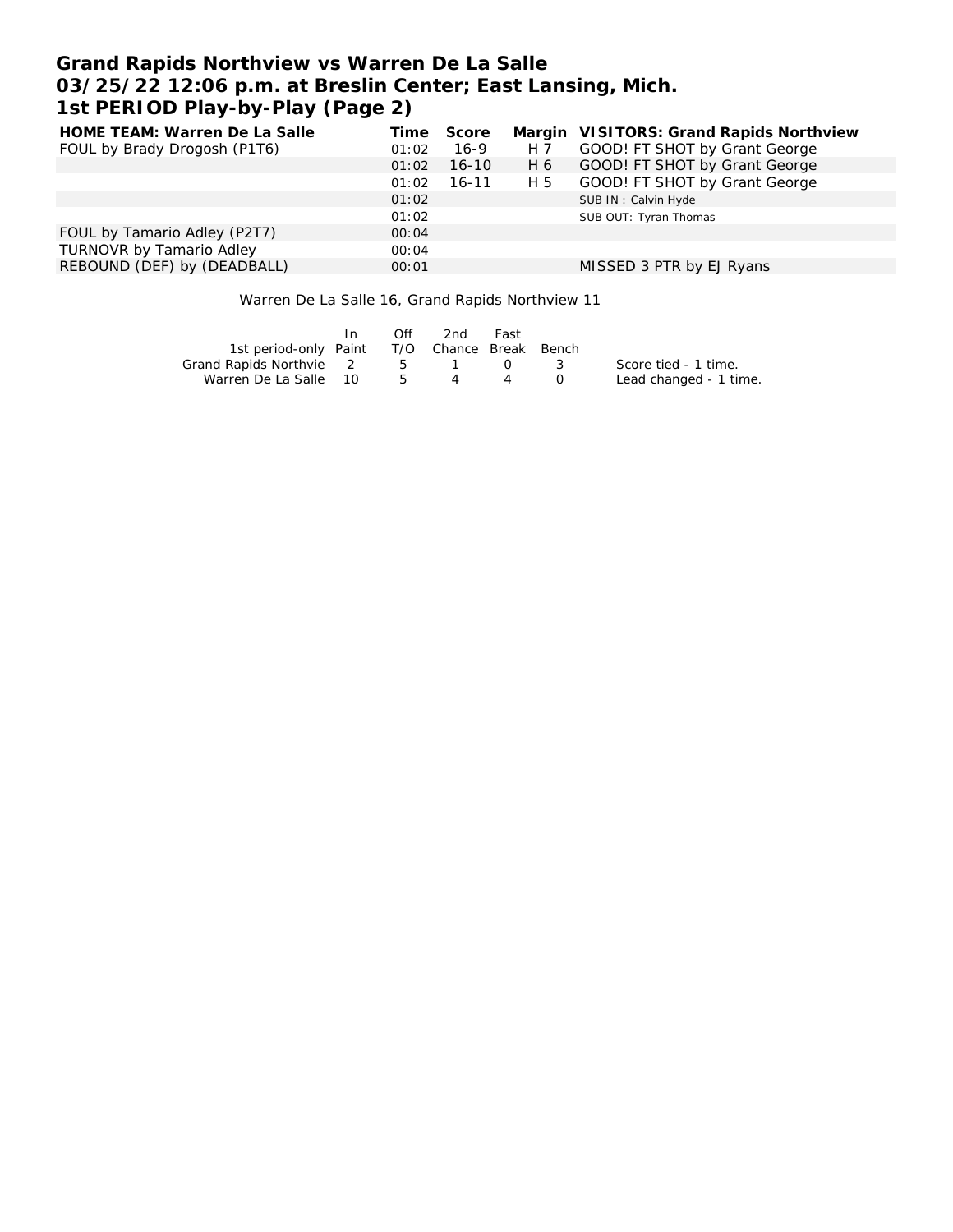# Grand Rapids Northview vs Warren De La Salle
## 03/25/22 12:06 p.m. at Breslin Center; East Lansing, Mich.
## 1st PERIOD Play-by-Play (Page 2)

| HOME TEAM: Warren De La Salle | Time | Score | Margin | VISITORS: Grand Rapids Northview |
|---|---|---|---|---|
| FOUL by Brady Drogosh (P1T6) | 01:02 | 16-9 | H 7 | GOOD! FT SHOT by Grant George |
| | 01:02 | 16-10 | H 6 | GOOD! FT SHOT by Grant George |
| | 01:02 | 16-11 | H 5 | GOOD! FT SHOT by Grant George |
| | 01:02 | | | SUB IN : Calvin Hyde |
| | 01:02 | | | SUB OUT: Tyran Thomas |
| FOUL by Tamario Adley (P2T7) | 00:04 | | | |
| TURNOVR by Tamario Adley | 00:04 | | | |
| REBOUND (DEF) by (DEADBALL) | 00:01 | | | MISSED 3 PTR by EJ Ryans |

Warren De La Salle 16, Grand Rapids Northview 11

| 1st period-only | In Paint | Off T/O | 2nd Chance | Fast Break | Bench | |
|---|---|---|---|---|---|---|
| Grand Rapids Northvie | 2 | 5 | 1 | 0 | 3 | Score tied - 1 time. |
| Warren De La Salle | 10 | 5 | 4 | 4 | 0 | Lead changed - 1 time. |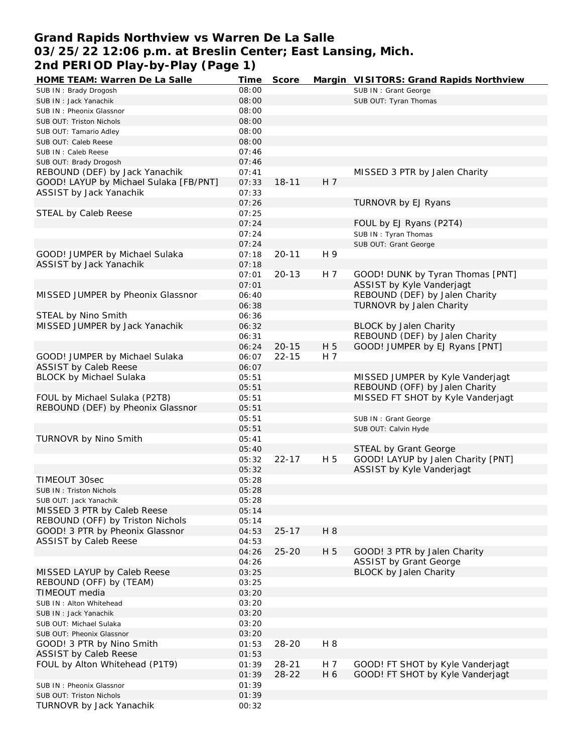# Grand Rapids Northview vs Warren De La Salle
## 03/25/22 12:06 p.m. at Breslin Center; East Lansing, Mich.
## 2nd PERIOD Play-by-Play (Page 1)

| HOME TEAM: Warren De La Salle | Time | Score | Margin | VISITORS: Grand Rapids Northview |
|---|---|---|---|---|
| SUB IN : Brady Drogosh | 08:00 | | | SUB IN : Grant George |
| SUB IN : Jack Yanachik | 08:00 | | | SUB OUT: Tyran Thomas |
| SUB IN : Pheonix Glassnor | 08:00 | | | |
| SUB OUT: Triston Nichols | 08:00 | | | |
| SUB OUT: Tamario Adley | 08:00 | | | |
| SUB OUT: Caleb Reese | 08:00 | | | |
| SUB IN : Caleb Reese | 07:46 | | | |
| SUB OUT: Brady Drogosh | 07:46 | | | |
| REBOUND (DEF) by Jack Yanachik | 07:41 | | | MISSED 3 PTR by Jalen Charity |
| GOOD! LAYUP by Michael Sulaka [FB/PNT] | 07:33 | 18-11 | H 7 | |
| ASSIST by Jack Yanachik | 07:33 | | | |
| | 07:26 | | | TURNOVR by EJ Ryans |
| STEAL by Caleb Reese | 07:25 | | | |
| | 07:24 | | | FOUL by EJ Ryans (P2T4) |
| | 07:24 | | | SUB IN : Tyran Thomas |
| | 07:24 | | | SUB OUT: Grant George |
| GOOD! JUMPER by Michael Sulaka | 07:18 | 20-11 | H 9 | |
| ASSIST by Jack Yanachik | 07:18 | | | |
| | 07:01 | 20-13 | H 7 | GOOD! DUNK by Tyran Thomas [PNT] |
| | 07:01 | | | ASSIST by Kyle Vanderjagt |
| MISSED JUMPER by Pheonix Glassnor | 06:40 | | | REBOUND (DEF) by Jalen Charity |
| | 06:38 | | | TURNOVR by Jalen Charity |
| STEAL by Nino Smith | 06:36 | | | |
| MISSED JUMPER by Jack Yanachik | 06:32 | | | BLOCK by Jalen Charity |
| | 06:31 | | | REBOUND (DEF) by Jalen Charity |
| | 06:24 | 20-15 | H 5 | GOOD! JUMPER by EJ Ryans [PNT] |
| GOOD! JUMPER by Michael Sulaka | 06:07 | 22-15 | H 7 | |
| ASSIST by Caleb Reese | 06:07 | | | |
| BLOCK by Michael Sulaka | 05:51 | | | MISSED JUMPER by Kyle Vanderjagt |
| | 05:51 | | | REBOUND (OFF) by Jalen Charity |
| FOUL by Michael Sulaka (P2T8) | 05:51 | | | MISSED FT SHOT by Kyle Vanderjagt |
| REBOUND (DEF) by Pheonix Glassnor | 05:51 | | | |
| | 05:51 | | | SUB IN : Grant George |
| | 05:51 | | | SUB OUT: Calvin Hyde |
| TURNOVR by Nino Smith | 05:41 | | | |
| | 05:40 | | | STEAL by Grant George |
| | 05:32 | 22-17 | H 5 | GOOD! LAYUP by Jalen Charity [PNT] |
| | 05:32 | | | ASSIST by Kyle Vanderjagt |
| TIMEOUT 30sec | 05:28 | | | |
| SUB IN : Triston Nichols | 05:28 | | | |
| SUB OUT: Jack Yanachik | 05:28 | | | |
| MISSED 3 PTR by Caleb Reese | 05:14 | | | |
| REBOUND (OFF) by Triston Nichols | 05:14 | | | |
| GOOD! 3 PTR by Pheonix Glassnor | 04:53 | 25-17 | H 8 | |
| ASSIST by Caleb Reese | 04:53 | | | |
| | 04:26 | 25-20 | H 5 | GOOD! 3 PTR by Jalen Charity |
| | 04:26 | | | ASSIST by Grant George |
| MISSED LAYUP by Caleb Reese | 03:25 | | | BLOCK by Jalen Charity |
| REBOUND (OFF) by (TEAM) | 03:25 | | | |
| TIMEOUT media | 03:20 | | | |
| SUB IN : Alton Whitehead | 03:20 | | | |
| SUB IN : Jack Yanachik | 03:20 | | | |
| SUB OUT: Michael Sulaka | 03:20 | | | |
| SUB OUT: Pheonix Glassnor | 03:20 | | | |
| GOOD! 3 PTR by Nino Smith | 01:53 | 28-20 | H 8 | |
| ASSIST by Caleb Reese | 01:53 | | | |
| FOUL by Alton Whitehead (P1T9) | 01:39 | 28-21 | H 7 | GOOD! FT SHOT by Kyle Vanderjagt |
| | 01:39 | 28-22 | H 6 | GOOD! FT SHOT by Kyle Vanderjagt |
| SUB IN : Pheonix Glassnor | 01:39 | | | |
| SUB OUT: Triston Nichols | 01:39 | | | |
| TURNOVR by Jack Yanachik | 00:32 | | | |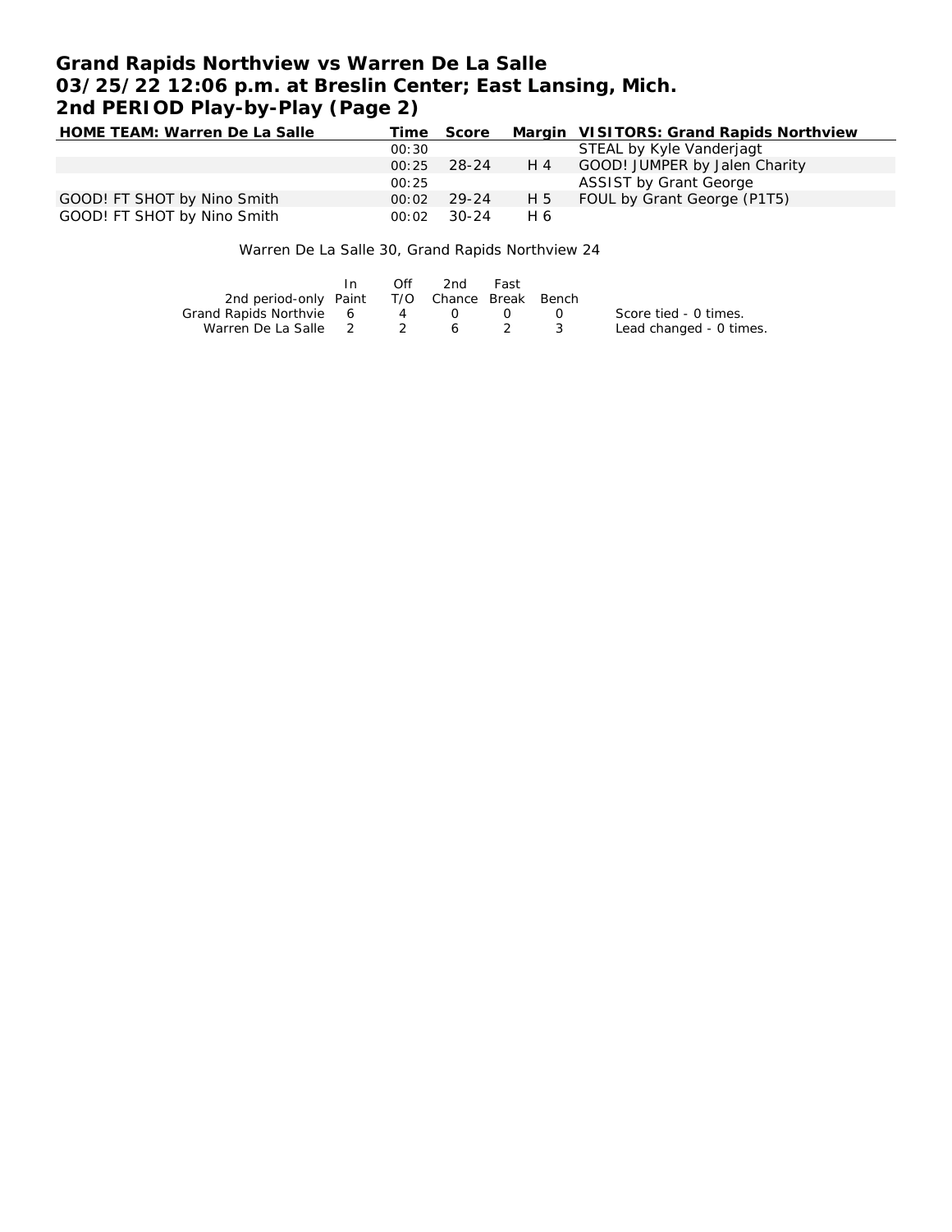# Grand Rapids Northview vs Warren De La Salle
## 03/25/22 12:06 p.m. at Breslin Center; East Lansing, Mich.
## 2nd PERIOD Play-by-Play (Page 2)

| HOME TEAM: Warren De La Salle | Time | Score | Margin | VISITORS: Grand Rapids Northview |
|---|---|---|---|---|
| | 00:30 | | | STEAL by Kyle Vanderjagt |
| | 00:25 | 28-24 | H 4 | GOOD! JUMPER by Jalen Charity |
| | 00:25 | | | ASSIST by Grant George |
| GOOD! FT SHOT by Nino Smith | 00:02 | 29-24 | H 5 | FOUL by Grant George (P1T5) |
| GOOD! FT SHOT by Nino Smith | 00:02 | 30-24 | H 6 | |

Warren De La Salle 30, Grand Rapids Northview 24

| 2nd period-only | In Paint | Off T/O | 2nd Chance | Fast Break | Bench |
|---|---|---|---|---|---|
| Grand Rapids Northvie | 6 | 4 | 0 | 0 | 0 |
| Warren De La Salle | 2 | 2 | 6 | 2 | 3 |

Score tied - 0 times.
Lead changed - 0 times.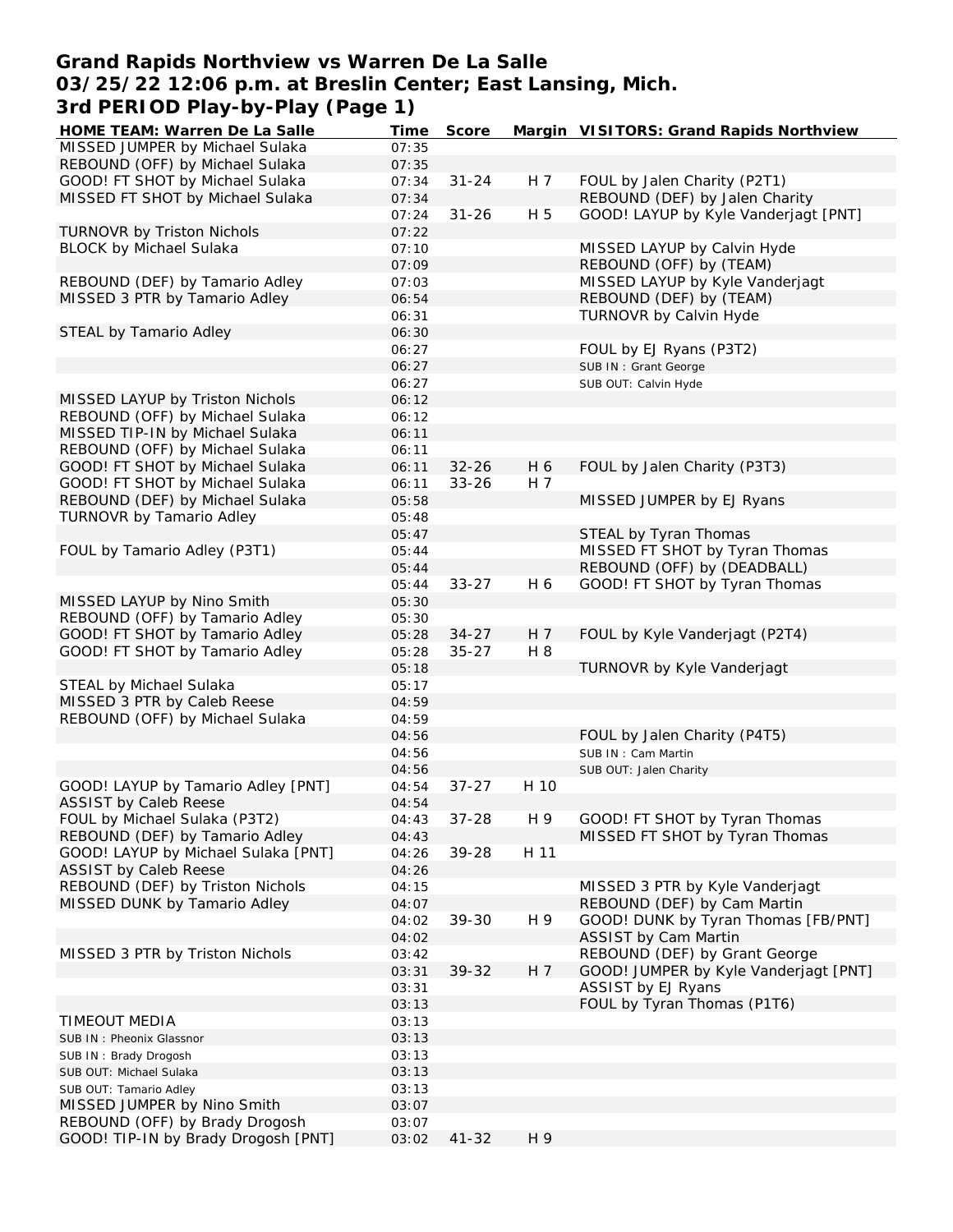# Grand Rapids Northview vs Warren De La Salle
## 03/25/22 12:06 p.m. at Breslin Center; East Lansing, Mich.
## 3rd PERIOD Play-by-Play (Page 1)

| HOME TEAM: Warren De La Salle | Time | Score | Margin | VISITORS: Grand Rapids Northview |
|---|---|---|---|---|
| MISSED JUMPER by Michael Sulaka | 07:35 | | | |
| REBOUND (OFF) by Michael Sulaka | 07:35 | | | |
| GOOD! FT SHOT by Michael Sulaka | 07:34 | 31-24 | H 7 | FOUL by Jalen Charity (P2T1) |
| MISSED FT SHOT by Michael Sulaka | 07:34 | | | REBOUND (DEF) by Jalen Charity |
| | 07:24 | 31-26 | H 5 | GOOD! LAYUP by Kyle Vanderjagt [PNT] |
| TURNOVR by Triston Nichols | 07:22 | | | |
| BLOCK by Michael Sulaka | 07:10 | | | MISSED LAYUP by Calvin Hyde |
| | 07:09 | | | REBOUND (OFF) by (TEAM) |
| REBOUND (DEF) by Tamario Adley | 07:03 | | | MISSED LAYUP by Kyle Vanderjagt |
| MISSED 3 PTR by Tamario Adley | 06:54 | | | REBOUND (DEF) by (TEAM) |
| | 06:31 | | | TURNOVR by Calvin Hyde |
| STEAL by Tamario Adley | 06:30 | | | |
| | 06:27 | | | FOUL by EJ Ryans (P3T2) |
| | 06:27 | | | SUB IN : Grant George |
| | 06:27 | | | SUB OUT: Calvin Hyde |
| MISSED LAYUP by Triston Nichols | 06:12 | | | |
| REBOUND (OFF) by Michael Sulaka | 06:12 | | | |
| MISSED TIP-IN by Michael Sulaka | 06:11 | | | |
| REBOUND (OFF) by Michael Sulaka | 06:11 | | | |
| GOOD! FT SHOT by Michael Sulaka | 06:11 | 32-26 | H 6 | FOUL by Jalen Charity (P3T3) |
| GOOD! FT SHOT by Michael Sulaka | 06:11 | 33-26 | H 7 | |
| REBOUND (DEF) by Michael Sulaka | 05:58 | | | MISSED JUMPER by EJ Ryans |
| TURNOVR by Tamario Adley | 05:48 | | | |
| | 05:47 | | | STEAL by Tyran Thomas |
| FOUL by Tamario Adley (P3T1) | 05:44 | | | MISSED FT SHOT by Tyran Thomas |
| | 05:44 | | | REBOUND (OFF) by (DEADBALL) |
| | 05:44 | 33-27 | H 6 | GOOD! FT SHOT by Tyran Thomas |
| MISSED LAYUP by Nino Smith | 05:30 | | | |
| REBOUND (OFF) by Tamario Adley | 05:30 | | | |
| GOOD! FT SHOT by Tamario Adley | 05:28 | 34-27 | H 7 | FOUL by Kyle Vanderjagt (P2T4) |
| GOOD! FT SHOT by Tamario Adley | 05:28 | 35-27 | H 8 | |
| | 05:18 | | | TURNOVR by Kyle Vanderjagt |
| STEAL by Michael Sulaka | 05:17 | | | |
| MISSED 3 PTR by Caleb Reese | 04:59 | | | |
| REBOUND (OFF) by Michael Sulaka | 04:59 | | | |
| | 04:56 | | | FOUL by Jalen Charity (P4T5) |
| | 04:56 | | | SUB IN : Cam Martin |
| | 04:56 | | | SUB OUT: Jalen Charity |
| GOOD! LAYUP by Tamario Adley [PNT] | 04:54 | 37-27 | H 10 | |
| ASSIST by Caleb Reese | 04:54 | | | |
| FOUL by Michael Sulaka (P3T2) | 04:43 | 37-28 | H 9 | GOOD! FT SHOT by Tyran Thomas |
| REBOUND (DEF) by Tamario Adley | 04:43 | | | MISSED FT SHOT by Tyran Thomas |
| GOOD! LAYUP by Michael Sulaka [PNT] | 04:26 | 39-28 | H 11 | |
| ASSIST by Caleb Reese | 04:26 | | | |
| REBOUND (DEF) by Triston Nichols | 04:15 | | | MISSED 3 PTR by Kyle Vanderjagt |
| MISSED DUNK by Tamario Adley | 04:07 | | | REBOUND (DEF) by Cam Martin |
| | 04:02 | 39-30 | H 9 | GOOD! DUNK by Tyran Thomas [FB/PNT] |
| | 04:02 | | | ASSIST by Cam Martin |
| MISSED 3 PTR by Triston Nichols | 03:42 | | | REBOUND (DEF) by Grant George |
| | 03:31 | 39-32 | H 7 | GOOD! JUMPER by Kyle Vanderjagt [PNT] |
| | 03:31 | | | ASSIST by EJ Ryans |
| | 03:13 | | | FOUL by Tyran Thomas (P1T6) |
| TIMEOUT MEDIA | 03:13 | | | |
| SUB IN : Pheonix Glassnor | 03:13 | | | |
| SUB IN : Brady Drogosh | 03:13 | | | |
| SUB OUT: Michael Sulaka | 03:13 | | | |
| SUB OUT: Tamario Adley | 03:13 | | | |
| MISSED JUMPER by Nino Smith | 03:07 | | | |
| REBOUND (OFF) by Brady Drogosh | 03:07 | | | |
| GOOD! TIP-IN by Brady Drogosh [PNT] | 03:02 | 41-32 | H 9 | |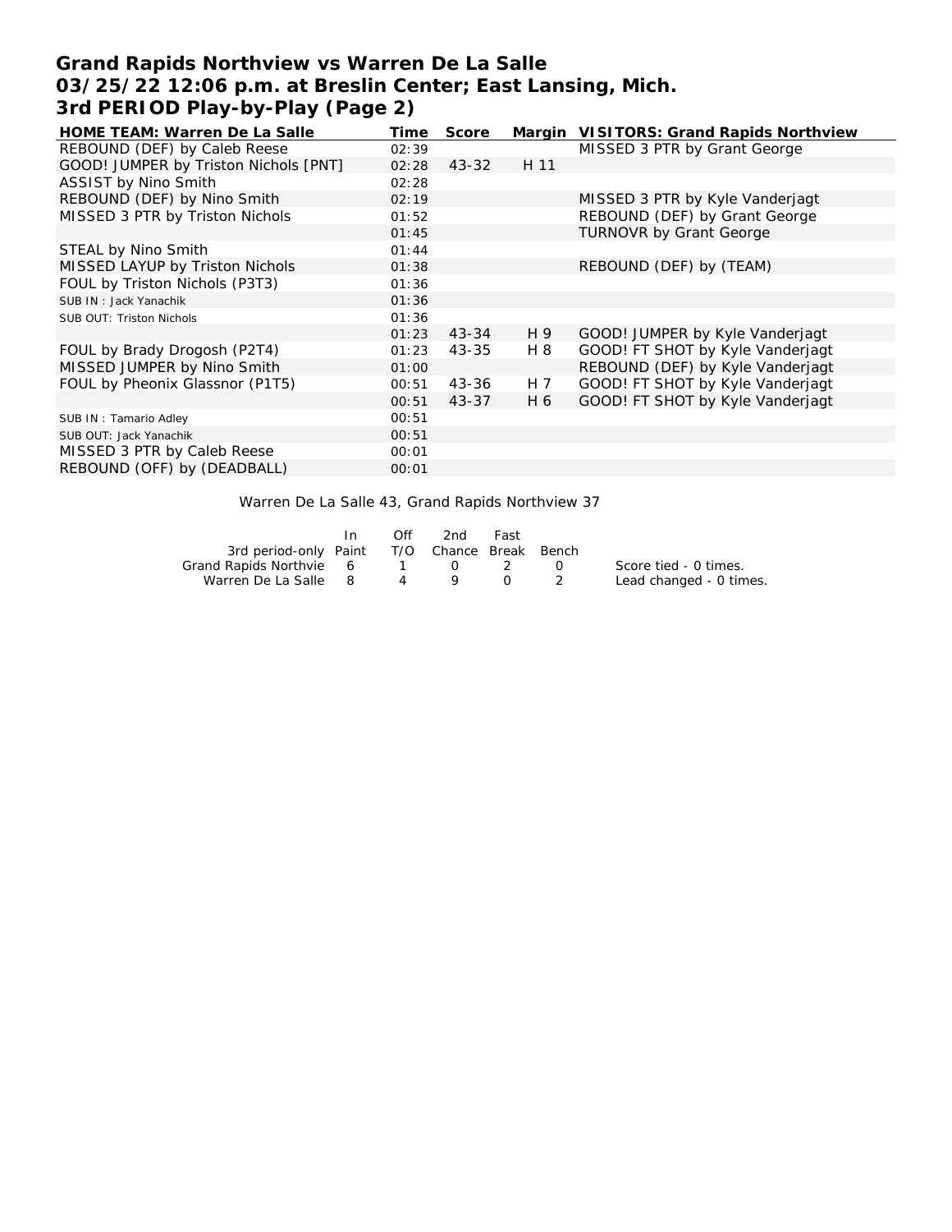# Grand Rapids Northview vs Warren De La Salle
# 03/25/22 12:06 p.m. at Breslin Center; East Lansing, Mich.
# 3rd PERIOD Play-by-Play (Page 2)

| HOME TEAM: Warren De La Salle | Time | Score | Margin | VISITORS: Grand Rapids Northview |
|---|---|---|---|---|
| REBOUND (DEF) by Caleb Reese | 02:39 | | | MISSED 3 PTR by Grant George |
| GOOD! JUMPER by Triston Nichols [PNT] | 02:28 | 43-32 | H 11 | |
| ASSIST by Nino Smith | 02:28 | | | |
| REBOUND (DEF) by Nino Smith | 02:19 | | | MISSED 3 PTR by Kyle Vanderjagt |
| MISSED 3 PTR by Triston Nichols | 01:52 | | | REBOUND (DEF) by Grant George |
| | 01:45 | | | TURNOVR by Grant George |
| STEAL by Nino Smith | 01:44 | | | |
| MISSED LAYUP by Triston Nichols | 01:38 | | | REBOUND (DEF) by (TEAM) |
| FOUL by Triston Nichols (P3T3) | 01:36 | | | |
| SUB IN : Jack Yanachik | 01:36 | | | |
| SUB OUT: Triston Nichols | 01:36 | | | |
| | 01:23 | 43-34 | H 9 | GOOD! JUMPER by Kyle Vanderjagt |
| FOUL by Brady Drogosh (P2T4) | 01:23 | 43-35 | H 8 | GOOD! FT SHOT by Kyle Vanderjagt |
| MISSED JUMPER by Nino Smith | 01:00 | | | REBOUND (DEF) by Kyle Vanderjagt |
| FOUL by Pheonix Glassnor (P1T5) | 00:51 | 43-36 | H 7 | GOOD! FT SHOT by Kyle Vanderjagt |
| | 00:51 | 43-37 | H 6 | GOOD! FT SHOT by Kyle Vanderjagt |
| SUB IN : Tamario Adley | 00:51 | | | |
| SUB OUT: Jack Yanachik | 00:51 | | | |
| MISSED 3 PTR by Caleb Reese | 00:01 | | | |
| REBOUND (OFF) by (DEADBALL) | 00:01 | | | |

Warren De La Salle 43, Grand Rapids Northview 37

| 3rd period-only | In Paint | Off T/O | 2nd Chance | Fast Break | Bench |
|---|---|---|---|---|---|
| Grand Rapids Northvie | 6 | 1 | 0 | 2 | 0 |
| Warren De La Salle | 8 | 4 | 9 | 0 | 2 |

Score tied - 0 times.
Lead changed - 0 times.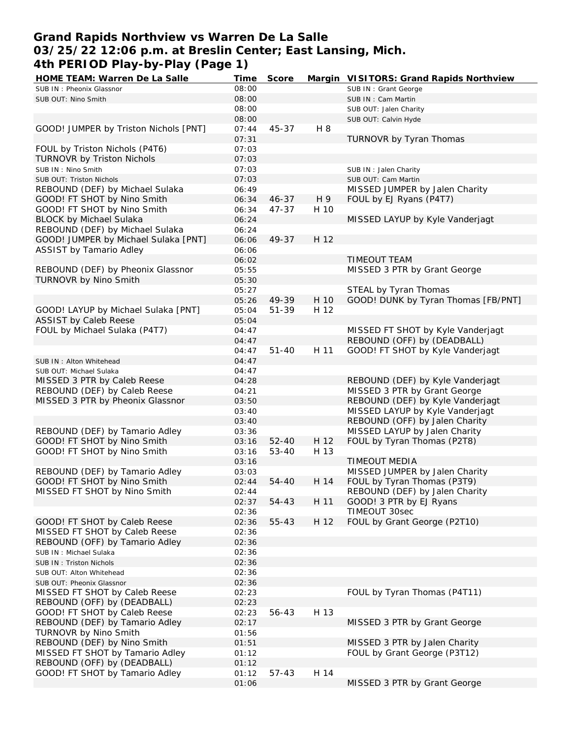**Grand Rapids Northview vs Warren De La Salle**
**03/25/22 12:06 p.m. at Breslin Center; East Lansing, Mich.**
**4th PERIOD Play-by-Play (Page 1)**

| HOME TEAM: Warren De La Salle | Time | Score | Margin | VISITORS: Grand Rapids Northview |
|---|---|---|---|---|
| SUB IN : Pheonix Glassnor | 08:00 | | | SUB IN : Grant George |
| SUB OUT: Nino Smith | 08:00 | | | SUB IN : Cam Martin |
| | 08:00 | | | SUB OUT: Jalen Charity |
| | 08:00 | | | SUB OUT: Calvin Hyde |
| GOOD! JUMPER by Triston Nichols [PNT] | 07:44 | 45-37 | H 8 | |
| | 07:31 | | | TURNOVR by Tyran Thomas |
| FOUL by Triston Nichols (P4T6) | 07:03 | | | |
| TURNOVR by Triston Nichols | 07:03 | | | |
| SUB IN : Nino Smith | 07:03 | | | SUB IN : Jalen Charity |
| SUB OUT: Triston Nichols | 07:03 | | | SUB OUT: Cam Martin |
| REBOUND (DEF) by Michael Sulaka | 06:49 | | | MISSED JUMPER by Jalen Charity |
| GOOD! FT SHOT by Nino Smith | 06:34 | 46-37 | H 9 | FOUL by EJ Ryans (P4T7) |
| GOOD! FT SHOT by Nino Smith | 06:34 | 47-37 | H 10 | |
| BLOCK by Michael Sulaka | 06:24 | | | MISSED LAYUP by Kyle Vanderjagt |
| REBOUND (DEF) by Michael Sulaka | 06:24 | | | |
| GOOD! JUMPER by Michael Sulaka [PNT] | 06:06 | 49-37 | H 12 | |
| ASSIST by Tamario Adley | 06:06 | | | |
| | 06:02 | | | TIMEOUT TEAM |
| REBOUND (DEF) by Pheonix Glassnor | 05:55 | | | MISSED 3 PTR by Grant George |
| TURNOVR by Nino Smith | 05:30 | | | |
| | 05:27 | | | STEAL by Tyran Thomas |
| | 05:26 | 49-39 | H 10 | GOOD! DUNK by Tyran Thomas [FB/PNT] |
| GOOD! LAYUP by Michael Sulaka [PNT] | 05:04 | 51-39 | H 12 | |
| ASSIST by Caleb Reese | 05:04 | | | |
| FOUL by Michael Sulaka (P4T7) | 04:47 | | | MISSED FT SHOT by Kyle Vanderjagt |
| | 04:47 | | | REBOUND (OFF) by (DEADBALL) |
| | 04:47 | 51-40 | H 11 | GOOD! FT SHOT by Kyle Vanderjagt |
| SUB IN : Alton Whitehead | 04:47 | | | |
| SUB OUT: Michael Sulaka | 04:47 | | | |
| MISSED 3 PTR by Caleb Reese | 04:28 | | | REBOUND (DEF) by Kyle Vanderjagt |
| REBOUND (DEF) by Caleb Reese | 04:21 | | | MISSED 3 PTR by Grant George |
| MISSED 3 PTR by Pheonix Glassnor | 03:50 | | | REBOUND (DEF) by Kyle Vanderjagt |
| | 03:40 | | | MISSED LAYUP by Kyle Vanderjagt |
| | 03:40 | | | REBOUND (OFF) by Jalen Charity |
| REBOUND (DEF) by Tamario Adley | 03:36 | | | MISSED LAYUP by Jalen Charity |
| GOOD! FT SHOT by Nino Smith | 03:16 | 52-40 | H 12 | FOUL by Tyran Thomas (P2T8) |
| GOOD! FT SHOT by Nino Smith | 03:16 | 53-40 | H 13 | |
| | 03:16 | | | TIMEOUT MEDIA |
| REBOUND (DEF) by Tamario Adley | 03:03 | | | MISSED JUMPER by Jalen Charity |
| GOOD! FT SHOT by Nino Smith | 02:44 | 54-40 | H 14 | FOUL by Tyran Thomas (P3T9) |
| MISSED FT SHOT by Nino Smith | 02:44 | | | REBOUND (DEF) by Jalen Charity |
| | 02:37 | 54-43 | H 11 | GOOD! 3 PTR by EJ Ryans |
| | 02:36 | | | TIMEOUT 30sec |
| GOOD! FT SHOT by Caleb Reese | 02:36 | 55-43 | H 12 | FOUL by Grant George (P2T10) |
| MISSED FT SHOT by Caleb Reese | 02:36 | | | |
| REBOUND (OFF) by Tamario Adley | 02:36 | | | |
| SUB IN : Michael Sulaka | 02:36 | | | |
| SUB IN : Triston Nichols | 02:36 | | | |
| SUB OUT: Alton Whitehead | 02:36 | | | |
| SUB OUT: Pheonix Glassnor | 02:36 | | | |
| MISSED FT SHOT by Caleb Reese | 02:23 | | | FOUL by Tyran Thomas (P4T11) |
| REBOUND (OFF) by (DEADBALL) | 02:23 | | | |
| GOOD! FT SHOT by Caleb Reese | 02:23 | 56-43 | H 13 | |
| REBOUND (DEF) by Tamario Adley | 02:17 | | | MISSED 3 PTR by Grant George |
| TURNOVR by Nino Smith | 01:56 | | | |
| REBOUND (DEF) by Nino Smith | 01:51 | | | MISSED 3 PTR by Jalen Charity |
| MISSED FT SHOT by Tamario Adley | 01:12 | | | FOUL by Grant George (P3T12) |
| REBOUND (OFF) by (DEADBALL) | 01:12 | | | |
| GOOD! FT SHOT by Tamario Adley | 01:12 | 57-43 | H 14 | |
| | 01:06 | | | MISSED 3 PTR by Grant George |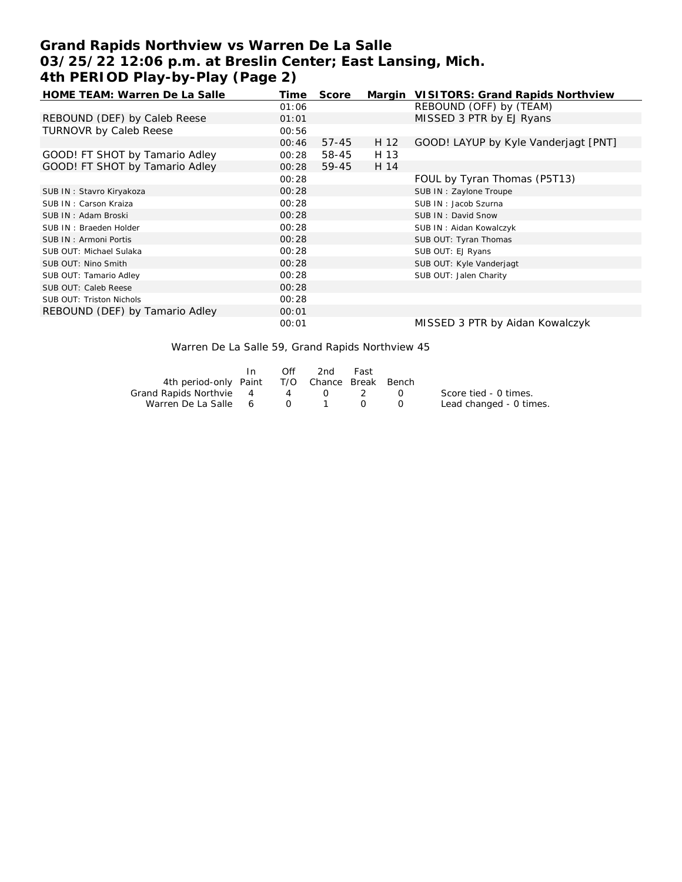# Grand Rapids Northview vs Warren De La Salle
# 03/25/22 12:06 p.m. at Breslin Center; East Lansing, Mich.
# 4th PERIOD Play-by-Play (Page 2)

| HOME TEAM: Warren De La Salle | Time | Score | Margin | VISITORS: Grand Rapids Northview |
|---|---|---|---|---|
| | 01:06 | | | REBOUND (OFF) by (TEAM) |
| REBOUND (DEF) by Caleb Reese | 01:01 | | | MISSED 3 PTR by EJ Ryans |
| TURNOVR by Caleb Reese | 00:56 | | | |
| | 00:46 | 57-45 | H 12 | GOOD! LAYUP by Kyle Vanderjagt [PNT] |
| GOOD! FT SHOT by Tamario Adley | 00:28 | 58-45 | H 13 | |
| GOOD! FT SHOT by Tamario Adley | 00:28 | 59-45 | H 14 | |
| | 00:28 | | | FOUL by Tyran Thomas (P5T13) |
| SUB IN : Stavro Kiryakoza | 00:28 | | | SUB IN : Zaylone Troupe |
| SUB IN : Carson Kraiza | 00:28 | | | SUB IN : Jacob Szurna |
| SUB IN : Adam Broski | 00:28 | | | SUB IN : David Snow |
| SUB IN : Braeden Holder | 00:28 | | | SUB IN : Aidan Kowalczyk |
| SUB IN : Armoni Portis | 00:28 | | | SUB OUT: Tyran Thomas |
| SUB OUT: Michael Sulaka | 00:28 | | | SUB OUT: EJ Ryans |
| SUB OUT: Nino Smith | 00:28 | | | SUB OUT: Kyle Vanderjagt |
| SUB OUT: Tamario Adley | 00:28 | | | SUB OUT: Jalen Charity |
| SUB OUT: Caleb Reese | 00:28 | | | |
| SUB OUT: Triston Nichols | 00:28 | | | |
| REBOUND (DEF) by Tamario Adley | 00:01 | | | |
| | 00:01 | | | MISSED 3 PTR by Aidan Kowalczyk |

Warren De La Salle 59, Grand Rapids Northview 45

| 4th period-only | In Paint | Off T/O | 2nd Chance | Fast Break | Bench |
|---|---|---|---|---|---|
| Grand Rapids Northvie | 4 | 4 | 0 | 2 | 0 |
| Warren De La Salle | 6 | 0 | 1 | 0 | 0 |

Score tied - 0 times.
Lead changed - 0 times.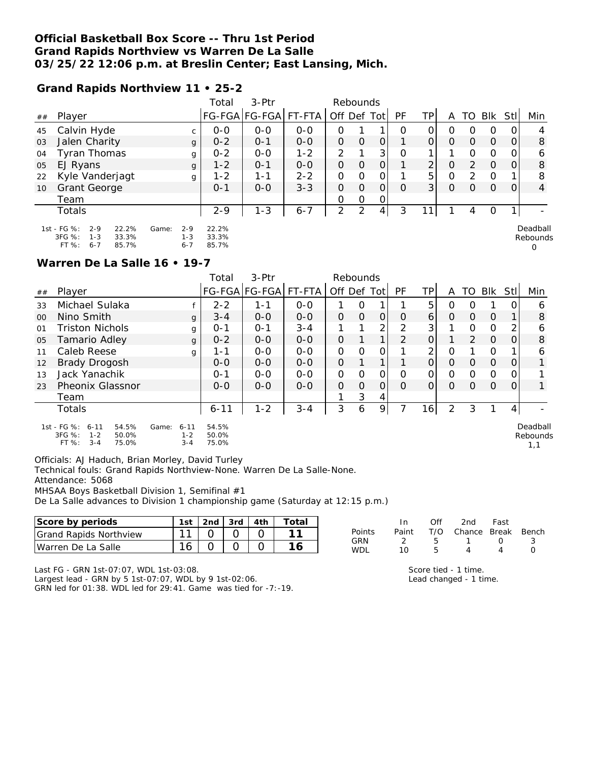# Official Basketball Box Score -- Thru 1st Period
## Grand Rapids Northview vs Warren De La Salle
## 03/25/22 12:06 p.m. at Breslin Center; East Lansing, Mich.

### Grand Rapids Northview 11 • 25-2

| ## | Player | | Total FG-FGA | 3-Ptr FG-FGA | FT-FTA | Rebounds Off | Def | Tot | PF | TP | A | TO | Blk | Stl | Min |
|---|---|---|---|---|---|---|---|---|---|---|---|---|---|---|---|
| 45 | Calvin Hyde | c | 0-0 | 0-0 | 0-0 | 0 | 1 | 1 | 0 | 0 | 0 | 0 | 0 | 0 | 4 |
| 03 | Jalen Charity | g | 0-2 | 0-1 | 0-0 | 0 | 0 | 0 | 1 | 0 | 0 | 0 | 0 | 0 | 8 |
| 04 | Tyran Thomas | g | 0-2 | 0-0 | 1-2 | 2 | 1 | 3 | 0 | 1 | 1 | 0 | 0 | 0 | 6 |
| 05 | EJ Ryans | g | 1-2 | 0-1 | 0-0 | 0 | 0 | 0 | 1 | 2 | 0 | 2 | 0 | 0 | 8 |
| 22 | Kyle Vanderjagt | g | 1-2 | 1-1 | 2-2 | 0 | 0 | 0 | 1 | 5 | 0 | 2 | 0 | 1 | 8 |
| 10 | Grant George | | 0-1 | 0-0 | 3-3 | 0 | 0 | 0 | 0 | 3 | 0 | 0 | 0 | 0 | 4 |
| | Team | | | | | 0 | 0 | 0 | | | | | | | |
| | Totals | | 2-9 | 1-3 | 6-7 | 2 | 2 | 4 | 3 | 11 | 1 | 4 | 0 | 1 | - |

1st - FG %: 2-9 22.2% Game: 2-9 22.2%
3FG %: 1-3 33.3% 1-3 33.3%
FT %: 6-7 85.7% 6-7 85.7%

Deadball Rebounds 0

### Warren De La Salle 16 • 19-7

| ## | Player | | Total FG-FGA | 3-Ptr FG-FGA | FT-FTA | Rebounds Off | Def | Tot | PF | TP | A | TO | Blk | Stl | Min |
|---|---|---|---|---|---|---|---|---|---|---|---|---|---|---|---|
| 33 | Michael Sulaka | f | 2-2 | 1-1 | 0-0 | 1 | 0 | 1 | 1 | 5 | 0 | 0 | 1 | 0 | 6 |
| 00 | Nino Smith | g | 3-4 | 0-0 | 0-0 | 0 | 0 | 0 | 0 | 6 | 0 | 0 | 0 | 1 | 8 |
| 01 | Triston Nichols | g | 0-1 | 0-1 | 3-4 | 1 | 1 | 2 | 2 | 3 | 1 | 0 | 0 | 2 | 6 |
| 05 | Tamario Adley | g | 0-2 | 0-0 | 0-0 | 0 | 1 | 1 | 2 | 0 | 1 | 2 | 0 | 0 | 8 |
| 11 | Caleb Reese | g | 1-1 | 0-0 | 0-0 | 0 | 0 | 0 | 1 | 2 | 0 | 1 | 0 | 1 | 6 |
| 12 | Brady Drogosh | | 0-0 | 0-0 | 0-0 | 0 | 1 | 1 | 1 | 0 | 0 | 0 | 0 | 0 | 1 |
| 13 | Jack Yanachik | | 0-1 | 0-0 | 0-0 | 0 | 0 | 0 | 0 | 0 | 0 | 0 | 0 | 0 | 1 |
| 23 | Pheonix Glassnor | | 0-0 | 0-0 | 0-0 | 0 | 0 | 0 | 0 | 0 | 0 | 0 | 0 | 0 | 1 |
| | Team | | | | | 1 | 3 | 4 | | | | | | | |
| | Totals | | 6-11 | 1-2 | 3-4 | 3 | 6 | 9 | 7 | 16 | 2 | 3 | 1 | 4 | - |

1st - FG %: 6-11 54.5% Game: 6-11 54.5%
3FG %: 1-2 50.0% 1-2 50.0%
FT %: 3-4 75.0% 3-4 75.0%

Deadball Rebounds 1,1

Officials: AJ Haduch, Brian Morley, David Turley
Technical fouls: Grand Rapids Northview-None. Warren De La Salle-None.
Attendance: 5068
MHSAA Boys Basketball Division 1, Semifinal #1
De La Salle advances to Division 1 championship game (Saturday at 12:15 p.m.)

| Score by periods | 1st | 2nd | 3rd | 4th | Total |
|---|---|---|---|---|---|
| Grand Rapids Northview | 11 | 0 | 0 | 0 | 11 |
| Warren De La Salle | 16 | 0 | 0 | 0 | 16 |

| Points | In Paint | Off T/O | 2nd Chance | Fast Break | Bench |
|---|---|---|---|---|---|
| GRN | 2 | 5 | 1 | 0 | 3 |
| WDL | 10 | 5 | 4 | 4 | 0 |

Last FG - GRN 1st-07:07, WDL 1st-03:08.
Largest lead - GRN by 5 1st-07:07, WDL by 9 1st-02:06.
GRN led for 01:38. WDL led for 29:41. Game was tied for -7:-19.

Score tied - 1 time.
Lead changed - 1 time.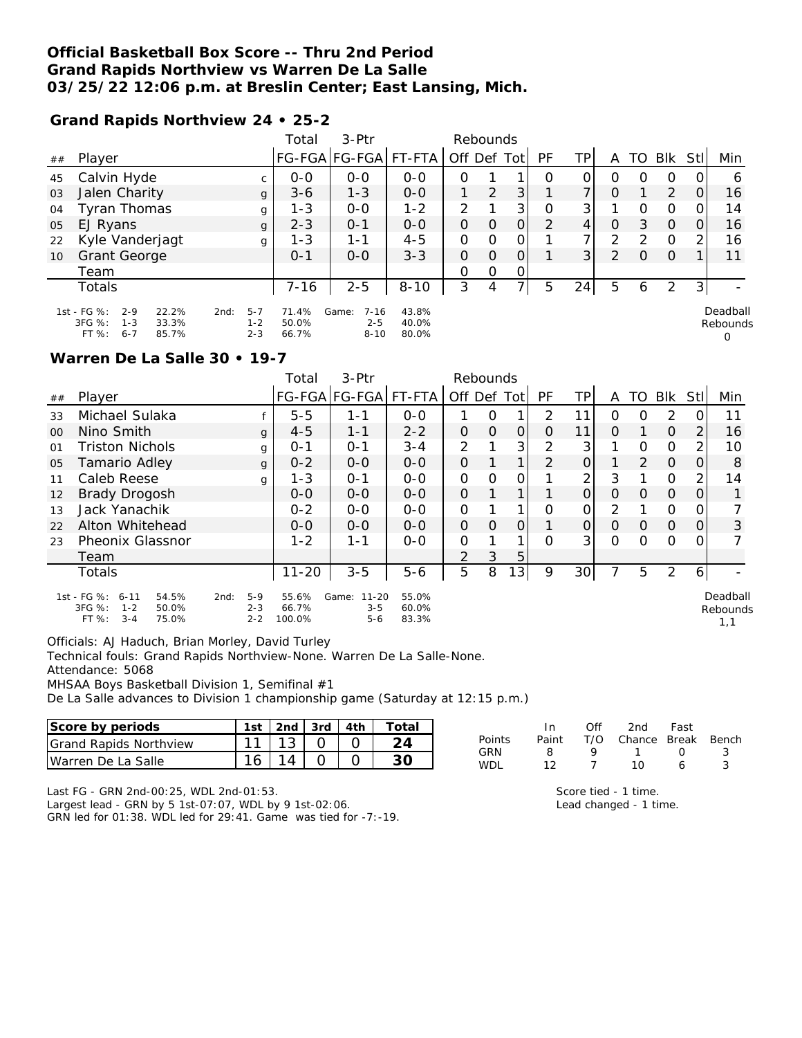# Official Basketball Box Score -- Thru 2nd Period
## Grand Rapids Northview vs Warren De La Salle
## 03/25/22 12:06 p.m. at Breslin Center; East Lansing, Mich.

### Grand Rapids Northview 24 • 25-2

| ## | Player | | Total FG-FGA | 3-Ptr FG-FGA | FT-FTA | Rebounds Off | Def | Tot | PF | TP | A | TO | Blk | Stl | Min |
|---|---|---|---|---|---|---|---|---|---|---|---|---|---|---|---|
| 45 | Calvin Hyde | c | 0-0 | 0-0 | 0-0 | 0 | 1 | 1 | 0 | 0 | 0 | 0 | 0 | 0 | 6 |
| 03 | Jalen Charity | g | 3-6 | 1-3 | 0-0 | 1 | 2 | 3 | 1 | 7 | 0 | 1 | 2 | 0 | 16 |
| 04 | Tyran Thomas | g | 1-3 | 0-0 | 1-2 | 2 | 1 | 3 | 0 | 3 | 1 | 0 | 0 | 0 | 14 |
| 05 | EJ Ryans | g | 2-3 | 0-1 | 0-0 | 0 | 0 | 0 | 2 | 4 | 0 | 3 | 0 | 0 | 16 |
| 22 | Kyle Vanderjagt | g | 1-3 | 1-1 | 4-5 | 0 | 0 | 0 | 1 | 7 | 2 | 2 | 0 | 2 | 16 |
| 10 | Grant George | | 0-1 | 0-0 | 3-3 | 0 | 0 | 0 | 1 | 3 | 2 | 0 | 0 | 1 | 11 |
| | Team | | | | | 0 | 0 | 0 | | | | | | | |
| | Totals | | 7-16 | 2-5 | 8-10 | 3 | 4 | 7 | 5 | 24 | 5 | 6 | 2 | 3 | - |

| | | | | | | | | | |
|---|---|---|---|---|---|---|---|---|---|
| 1st - FG %: | 2-9 | 22.2% | 2nd: | 5-7 | 71.4% | Game: | 7-16 | 43.8% | Deadball Rebounds |
| 3FG %: | 1-3 | 33.3% | | 1-2 | 50.0% | | 2-5 | 40.0% | 0 |
| FT %: | 6-7 | 85.7% | | 2-3 | 66.7% | | 8-10 | 80.0% | |

### Warren De La Salle 30 • 19-7

| ## | Player | | Total FG-FGA | 3-Ptr FG-FGA | FT-FTA | Rebounds Off | Def | Tot | PF | TP | A | TO | Blk | Stl | Min |
|---|---|---|---|---|---|---|---|---|---|---|---|---|---|---|---|
| 33 | Michael Sulaka | f | 5-5 | 1-1 | 0-0 | 1 | 0 | 1 | 2 | 11 | 0 | 0 | 2 | 0 | 11 |
| 00 | Nino Smith | g | 4-5 | 1-1 | 2-2 | 0 | 0 | 0 | 0 | 11 | 0 | 1 | 0 | 2 | 16 |
| 01 | Triston Nichols | g | 0-1 | 0-1 | 3-4 | 2 | 1 | 3 | 2 | 3 | 1 | 0 | 0 | 2 | 10 |
| 05 | Tamario Adley | g | 0-2 | 0-0 | 0-0 | 0 | 1 | 1 | 2 | 0 | 1 | 2 | 0 | 0 | 8 |
| 11 | Caleb Reese | g | 1-3 | 0-1 | 0-0 | 0 | 0 | 0 | 1 | 2 | 3 | 1 | 0 | 2 | 14 |
| 12 | Brady Drogosh | | 0-0 | 0-0 | 0-0 | 0 | 1 | 1 | 1 | 0 | 0 | 0 | 0 | 0 | 1 |
| 13 | Jack Yanachik | | 0-2 | 0-0 | 0-0 | 0 | 1 | 1 | 0 | 0 | 2 | 1 | 0 | 0 | 7 |
| 22 | Alton Whitehead | | 0-0 | 0-0 | 0-0 | 0 | 0 | 0 | 1 | 0 | 0 | 0 | 0 | 0 | 3 |
| 23 | Pheonix Glassnor | | 1-2 | 1-1 | 0-0 | 0 | 1 | 1 | 0 | 3 | 0 | 0 | 0 | 0 | 7 |
| | Team | | | | | 2 | 3 | 5 | | | | | | | |
| | Totals | | 11-20 | 3-5 | 5-6 | 5 | 8 | 13 | 9 | 30 | 7 | 5 | 2 | 6 | - |

| | | | | | | | | | |
|---|---|---|---|---|---|---|---|---|---|
| 1st - FG %: | 6-11 | 54.5% | 2nd: | 5-9 | 55.6% | Game: | 11-20 | 55.0% | Deadball Rebounds |
| 3FG %: | 1-2 | 50.0% | | 2-3 | 66.7% | | 3-5 | 60.0% | 1,1 |
| FT %: | 3-4 | 75.0% | | 2-2 | 100.0% | | 5-6 | 83.3% | |

Officials: AJ Haduch, Brian Morley, David Turley
Technical fouls: Grand Rapids Northview-None. Warren De La Salle-None.
Attendance: 5068
MHSAA Boys Basketball Division 1, Semifinal #1
De La Salle advances to Division 1 championship game (Saturday at 12:15 p.m.)

| Score by periods | 1st | 2nd | 3rd | 4th | Total |
|---|---|---|---|---|---|
| Grand Rapids Northview | 11 | 13 | 0 | 0 | 24 |
| Warren De La Salle | 16 | 14 | 0 | 0 | 30 |

| Points | In Paint | Off T/O | 2nd Chance | Fast Break | Bench |
|---|---|---|---|---|---|
| GRN | 8 | 9 | 1 | 0 | 3 |
| WDL | 12 | 7 | 10 | 6 | 3 |

Last FG - GRN 2nd-00:25, WDL 2nd-01:53.
Largest lead - GRN by 5 1st-07:07, WDL by 9 1st-02:06.
GRN led for 01:38. WDL led for 29:41. Game was tied for -7:-19.

Score tied - 1 time.
Lead changed - 1 time.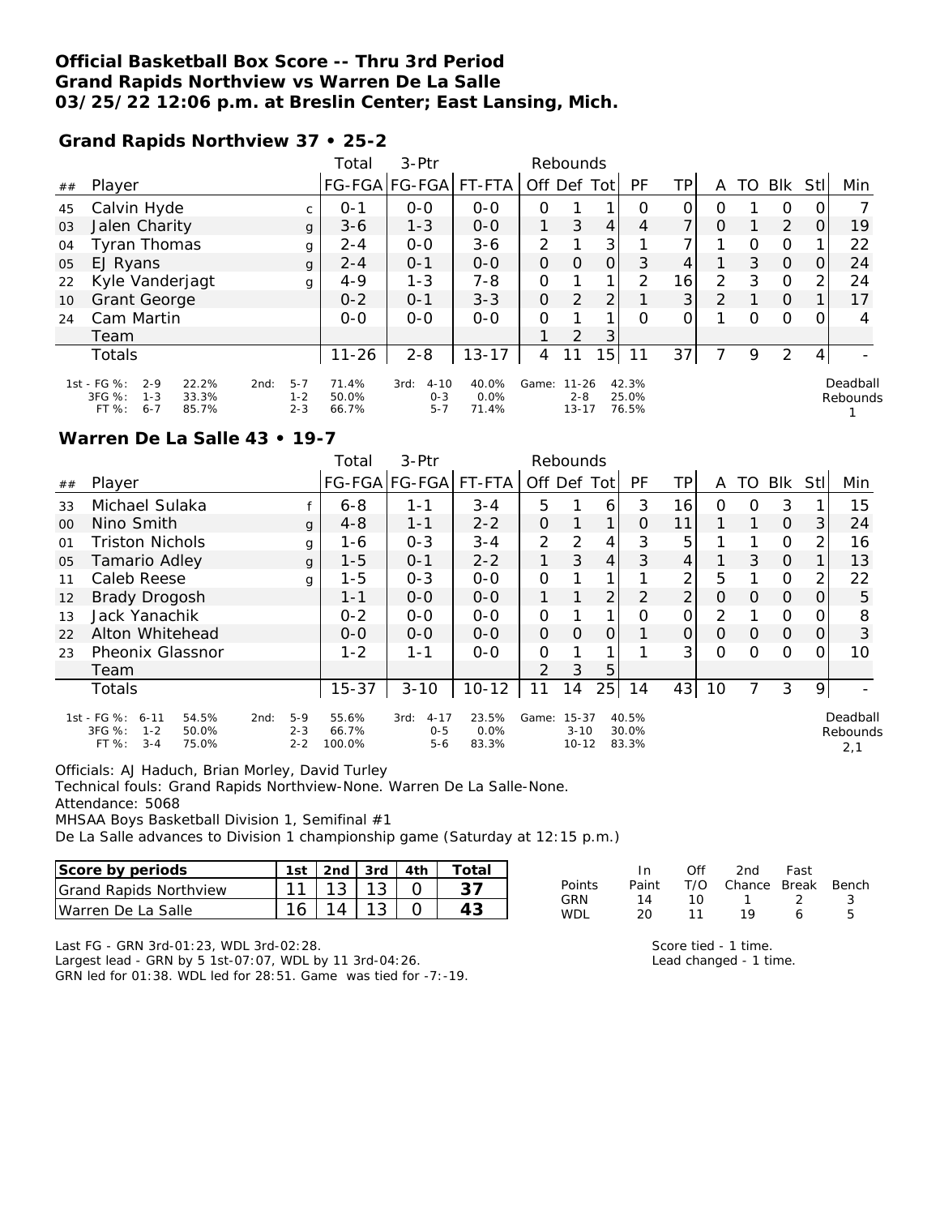**Official Basketball Box Score -- Thru 3rd Period**
**Grand Rapids Northview vs Warren De La Salle**
**03/25/22 12:06 p.m. at Breslin Center; East Lansing, Mich.**

**Grand Rapids Northview 37 • 25-2**

| ## | Player | | Total FG-FGA | 3-Ptr FG-FGA | FT-FTA | Rebounds Off | Def | Tot | PF | TP | A | TO | Blk | Stl | Min |
|---|---|---|---|---|---|---|---|---|---|---|---|---|---|---|---|
| 45 | Calvin Hyde | c | 0-1 | 0-0 | 0-0 | 0 | 1 | 1 | 0 | 0 | 0 | 1 | 0 | 0 | 7 |
| 03 | Jalen Charity | g | 3-6 | 1-3 | 0-0 | 1 | 3 | 4 | 4 | 7 | 0 | 1 | 2 | 0 | 19 |
| 04 | Tyran Thomas | g | 2-4 | 0-0 | 3-6 | 2 | 1 | 3 | 1 | 7 | 1 | 0 | 0 | 1 | 22 |
| 05 | EJ Ryans | g | 2-4 | 0-1 | 0-0 | 0 | 0 | 0 | 3 | 4 | 1 | 3 | 0 | 0 | 24 |
| 22 | Kyle Vanderjagt | g | 4-9 | 1-3 | 7-8 | 0 | 1 | 1 | 2 | 16 | 2 | 3 | 0 | 2 | 24 |
| 10 | Grant George | | 0-2 | 0-1 | 3-3 | 0 | 2 | 2 | 1 | 3 | 2 | 1 | 0 | 1 | 17 |
| 24 | Cam Martin | | 0-0 | 0-0 | 0-0 | 0 | 1 | 1 | 0 | 0 | 1 | 0 | 0 | 0 | 4 |
| | Team | | | | | 1 | 2 | 3 | | | | | | | |
| | Totals | | 11-26 | 2-8 | 13-17 | 4 | 11 | 15 | 11 | 37 | 7 | 9 | 2 | 4 | - |

| | | | | | | | | |
|---|---|---|---|---|---|---|---|---|
| 1st - FG %: 2-9 22.2% | 2nd: 5-7 | 71.4% | 3rd: 4-10 | 40.0% | Game: 11-26 | 42.3% | | Deadball Rebounds |
| 3FG %: 1-3 33.3% | 1-2 | 50.0% | 0-3 | 0.0% | 2-8 | 25.0% | | |
| FT %: 6-7 85.7% | 2-3 | 66.7% | 5-7 | 71.4% | 13-17 | 76.5% | | 1 |

**Warren De La Salle 43 • 19-7**

| ## | Player | | Total FG-FGA | 3-Ptr FG-FGA | FT-FTA | Rebounds Off | Def | Tot | PF | TP | A | TO | Blk | Stl | Min |
|---|---|---|---|---|---|---|---|---|---|---|---|---|---|---|---|
| 33 | Michael Sulaka | f | 6-8 | 1-1 | 3-4 | 5 | 1 | 6 | 3 | 16 | 0 | 0 | 3 | 1 | 15 |
| 00 | Nino Smith | g | 4-8 | 1-1 | 2-2 | 0 | 1 | 1 | 0 | 11 | 1 | 1 | 0 | 3 | 24 |
| 01 | Triston Nichols | g | 1-6 | 0-3 | 3-4 | 2 | 2 | 4 | 3 | 5 | 1 | 1 | 0 | 2 | 16 |
| 05 | Tamario Adley | g | 1-5 | 0-1 | 2-2 | 1 | 3 | 4 | 3 | 4 | 1 | 3 | 0 | 1 | 13 |
| 11 | Caleb Reese | g | 1-5 | 0-3 | 0-0 | 0 | 1 | 1 | 1 | 2 | 5 | 1 | 0 | 2 | 22 |
| 12 | Brady Drogosh | | 1-1 | 0-0 | 0-0 | 1 | 1 | 2 | 2 | 2 | 0 | 0 | 0 | 0 | 5 |
| 13 | Jack Yanachik | | 0-2 | 0-0 | 0-0 | 0 | 1 | 1 | 0 | 0 | 2 | 1 | 0 | 0 | 8 |
| 22 | Alton Whitehead | | 0-0 | 0-0 | 0-0 | 0 | 0 | 0 | 1 | 0 | 0 | 0 | 0 | 0 | 3 |
| 23 | Pheonix Glassnor | | 1-2 | 1-1 | 0-0 | 0 | 1 | 1 | 1 | 3 | 0 | 0 | 0 | 0 | 10 |
| | Team | | | | | 2 | 3 | 5 | | | | | | | |
| | Totals | | 15-37 | 3-10 | 10-12 | 11 | 14 | 25 | 14 | 43 | 10 | 7 | 3 | 9 | - |

| | | | | | | | | |
|---|---|---|---|---|---|---|---|---|
| 1st - FG %: 6-11 54.5% | 2nd: 5-9 | 55.6% | 3rd: 4-17 | 23.5% | Game: 15-37 | 40.5% | | Deadball Rebounds |
| 3FG %: 1-2 50.0% | 2-3 | 66.7% | 0-5 | 0.0% | 3-10 | 30.0% | | |
| FT %: 3-4 75.0% | 2-2 | 100.0% | 5-6 | 83.3% | 10-12 | 83.3% | | 2,1 |

Officials: AJ Haduch, Brian Morley, David Turley
Technical fouls: Grand Rapids Northview-None. Warren De La Salle-None.
Attendance: 5068
MHSAA Boys Basketball Division 1, Semifinal #1
De La Salle advances to Division 1 championship game (Saturday at 12:15 p.m.)

| Score by periods | 1st | 2nd | 3rd | 4th | Total |
|---|---|---|---|---|---|
| Grand Rapids Northview | 11 | 13 | 13 | 0 | 37 |
| Warren De La Salle | 16 | 14 | 13 | 0 | 43 |

| Points | In Paint | Off T/O | 2nd Chance | Fast Break | Bench |
|---|---|---|---|---|---|
| GRN | 14 | 10 | 1 | 2 | 3 |
| WDL | 20 | 11 | 19 | 6 | 5 |

Last FG - GRN 3rd-01:23, WDL 3rd-02:28.
Largest lead - GRN by 5 1st-07:07, WDL by 11 3rd-04:26.
GRN led for 01:38. WDL led for 28:51. Game was tied for -7:-19.

Score tied - 1 time.
Lead changed - 1 time.